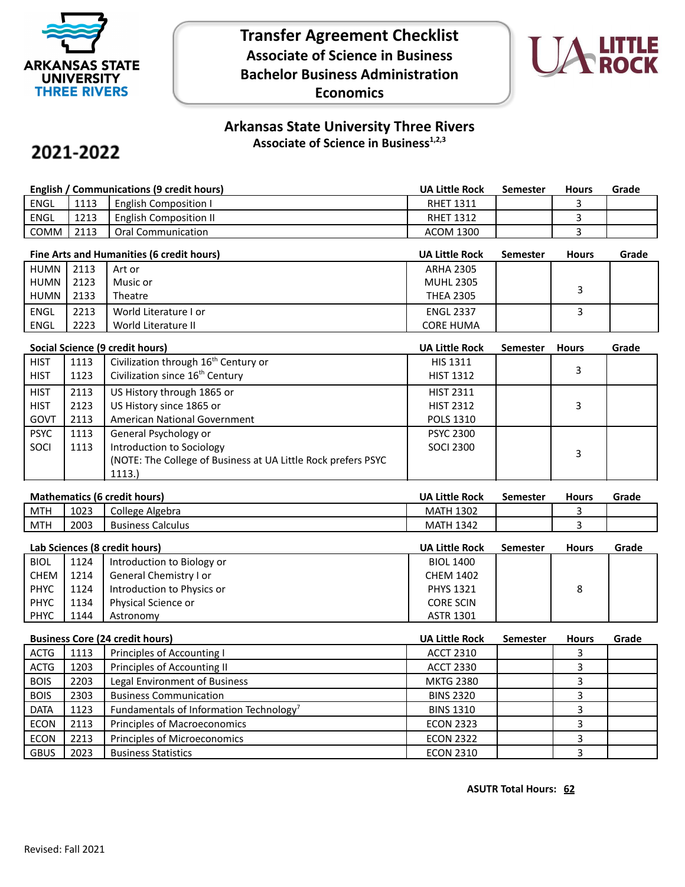ARKANSAS STATE UNIVERSITY THREE RIVERS

# Transfer Agreement Checklist
## Associate of Science in Business
## Bachelor Business Administration
## Economics

UA LITTLE ROCK

## Arkansas State University Three Rivers
### Associate of Science in Business[1,2,3]

**2021-2022**

| English / Communications (9 credit hours) | | | UA Little Rock | Semester | Hours | Grade |
|---|---|---|---|---|---|---|
| ENGL | 1113 | English Composition I | RHET 1311 | | 3 | |
| ENGL | 1213 | English Composition II | RHET 1312 | | 3 | |
| COMM | 2113 | Oral Communication | ACOM 1300 | | 3 | |

| Fine Arts and Humanities (6 credit hours) | | | UA Little Rock | Semester | Hours | Grade |
|---|---|---|---|---|---|---|
| HUMN<br>HUMN<br>HUMN | 2113<br>2123<br>2133 | Art or<br>Music or<br>Theatre | ARHA 2305<br>MUHL 2305<br>THEA 2305 | | 3 | |
| ENGL<br>ENGL | 2213<br>2223 | World Literature I or<br>World Literature II | ENGL 2337<br>CORE HUMA | | 3 | |

| Social Science (9 credit hours) | | | UA Little Rock | Semester | Hours | Grade |
|---|---|---|---|---|---|---|
| HIST<br>HIST | 1113<br>1123 | Civilization through 16th Century or<br>Civilization since 16th Century | HIS 1311<br>HIST 1312 | | 3 | |
| HIST<br>HIST<br>GOVT | 2113<br>2123<br>2113 | US History through 1865 or<br>US History since 1865 or<br>American National Government | HIST 2311<br>HIST 2312<br>POLS 1310 | | 3 | |
| PSYC<br>SOCI | 1113<br>1113 | General Psychology or<br>Introduction to Sociology<br>(NOTE: The College of Business at UA Little Rock prefers PSYC 1113.) | PSYC 2300<br>SOCI 2300 | | 3 | |

| Mathematics (6 credit hours) | | | UA Little Rock | Semester | Hours | Grade |
|---|---|---|---|---|---|---|
| MTH | 1023 | College Algebra | MATH 1302 | | 3 | |
| MTH | 2003 | Business Calculus | MATH 1342 | | 3 | |

| Lab Sciences (8 credit hours) | | | UA Little Rock | Semester | Hours | Grade |
|---|---|---|---|---|---|---|
| BIOL<br>CHEM<br>PHYC<br>PHYC<br>PHYC | 1124<br>1214<br>1124<br>1134<br>1144 | Introduction to Biology or<br>General Chemistry I or<br>Introduction to Physics or<br>Physical Science or<br>Astronomy | BIOL 1400<br>CHEM 1402<br>PHYS 1321<br>CORE SCIN<br>ASTR 1301 | | 8 | |

| Business Core (24 credit hours) | | | UA Little Rock | Semester | Hours | Grade |
|---|---|---|---|---|---|---|
| ACTG | 1113 | Principles of Accounting I | ACCT 2310 | | 3 | |
| ACTG | 1203 | Principles of Accounting II | ACCT 2330 | | 3 | |
| BOIS | 2203 | Legal Environment of Business | MKTG 2380 | | 3 | |
| BOIS | 2303 | Business Communication | BINS 2320 | | 3 | |
| DATA | 1123 | Fundamentals of Information Technology[7] | BINS 1310 | | 3 | |
| ECON | 2113 | Principles of Macroeconomics | ECON 2323 | | 3 | |
| ECON | 2213 | Principles of Microeconomics | ECON 2322 | | 3 | |
| GBUS | 2023 | Business Statistics | ECON 2310 | | 3 | |

**ASUTR Total Hours: 62**

Revised: Fall 2021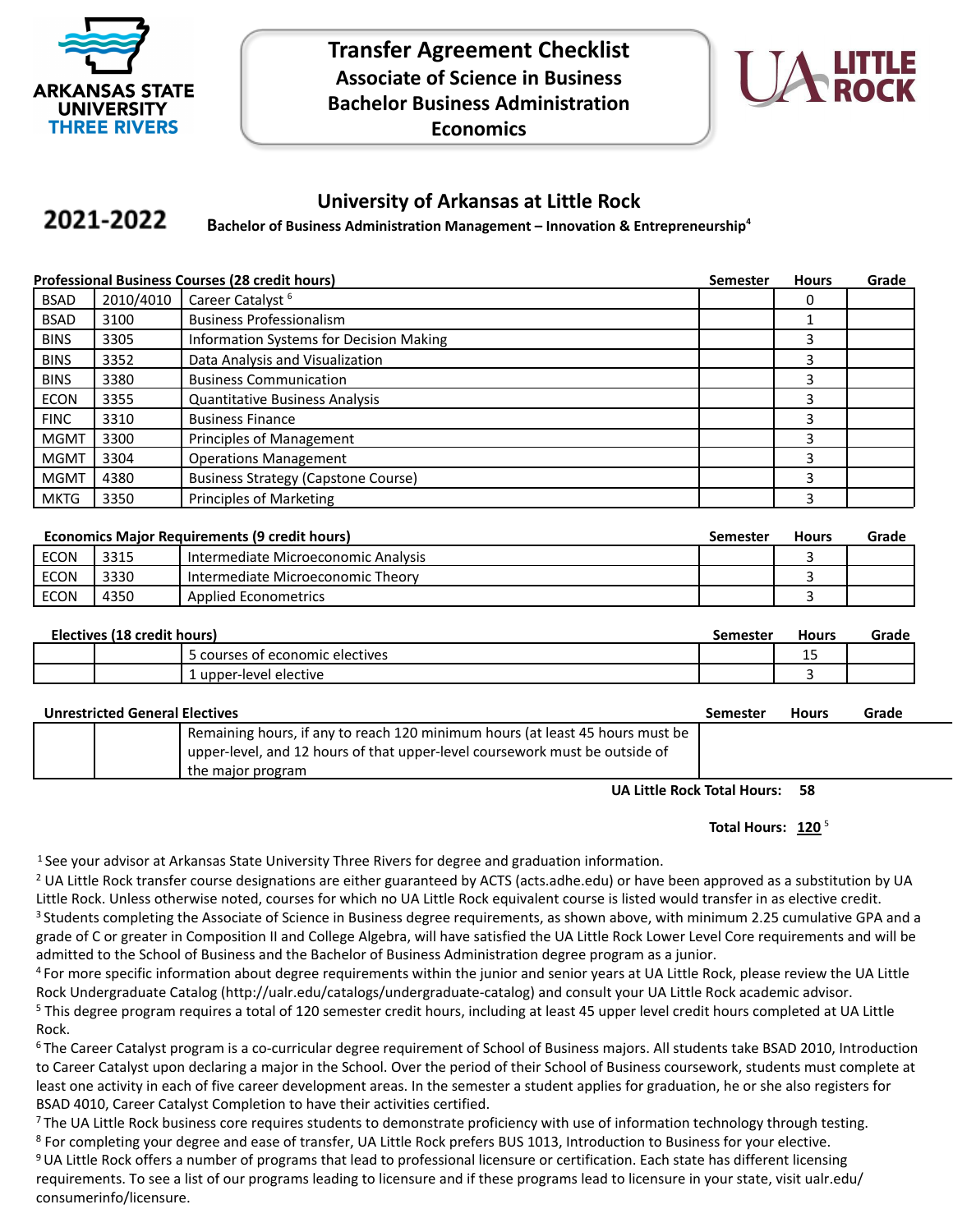**Transfer Agreement Checklist**
**Associate of Science in Business**
**Bachelor Business Administration**
**Economics**

ARKANSAS STATE UNIVERSITY THREE RIVERS

UA LITTLE ROCK

# 2021-2022

## University of Arkansas at Little Rock

**Bachelor of Business Administration Management – Innovation & Entrepreneurship[4]**

| Professional Business Courses (28 credit hours) | | | Semester | Hours | Grade |
|---|---|---|---|---|---|
| BSAD | 2010/4010 | Career Catalyst [6] | | 0 | |
| BSAD | 3100 | Business Professionalism | | 1 | |
| BINS | 3305 | Information Systems for Decision Making | | 3 | |
| BINS | 3352 | Data Analysis and Visualization | | 3 | |
| BINS | 3380 | Business Communication | | 3 | |
| ECON | 3355 | Quantitative Business Analysis | | 3 | |
| FINC | 3310 | Business Finance | | 3 | |
| MGMT | 3300 | Principles of Management | | 3 | |
| MGMT | 3304 | Operations Management | | 3 | |
| MGMT | 4380 | Business Strategy (Capstone Course) | | 3 | |
| MKTG | 3350 | Principles of Marketing | | 3 | |

| Economics Major Requirements (9 credit hours) | | | Semester | Hours | Grade |
|---|---|---|---|---|---|
| ECON | 3315 | Intermediate Microeconomic Analysis | | 3 | |
| ECON | 3330 | Intermediate Microeconomic Theory | | 3 | |
| ECON | 4350 | Applied Econometrics | | 3 | |

| Electives (18 credit hours) | | | Semester | Hours | Grade |
|---|---|---|---|---|---|
| | | 5 courses of economic electives | | 15 | |
| | | 1 upper-level elective | | 3 | |

| Unrestricted General Electives | | | Semester | Hours | Grade |
|---|---|---|---|---|---|
| | | Remaining hours, if any to reach 120 minimum hours (at least 45 hours must be upper-level, and 12 hours of that upper-level coursework must be outside of the major program | | | |

**UA Little Rock Total Hours: 58**

**Total Hours: 120** [5]

[1] See your advisor at Arkansas State University Three Rivers for degree and graduation information.

[2] UA Little Rock transfer course designations are either guaranteed by ACTS (acts.adhe.edu) or have been approved as a substitution by UA Little Rock. Unless otherwise noted, courses for which no UA Little Rock equivalent course is listed would transfer in as elective credit.

[3] Students completing the Associate of Science in Business degree requirements, as shown above, with minimum 2.25 cumulative GPA and a grade of C or greater in Composition II and College Algebra, will have satisfied the UA Little Rock Lower Level Core requirements and will be admitted to the School of Business and the Bachelor of Business Administration degree program as a junior.

[4] For more specific information about degree requirements within the junior and senior years at UA Little Rock, please review the UA Little Rock Undergraduate Catalog (http://ualr.edu/catalogs/undergraduate-catalog) and consult your UA Little Rock academic advisor.

[5] This degree program requires a total of 120 semester credit hours, including at least 45 upper level credit hours completed at UA Little Rock.

[6] The Career Catalyst program is a co-curricular degree requirement of School of Business majors. All students take BSAD 2010, Introduction to Career Catalyst upon declaring a major in the School. Over the period of their School of Business coursework, students must complete at least one activity in each of five career development areas. In the semester a student applies for graduation, he or she also registers for BSAD 4010, Career Catalyst Completion to have their activities certified.

[7] The UA Little Rock business core requires students to demonstrate proficiency with use of information technology through testing.

[8] For completing your degree and ease of transfer, UA Little Rock prefers BUS 1013, Introduction to Business for your elective.

[9] UA Little Rock offers a number of programs that lead to professional licensure or certification. Each state has different licensing requirements. To see a list of our programs leading to licensure and if these programs lead to licensure in your state, visit ualr.edu/consumerinfo/licensure.